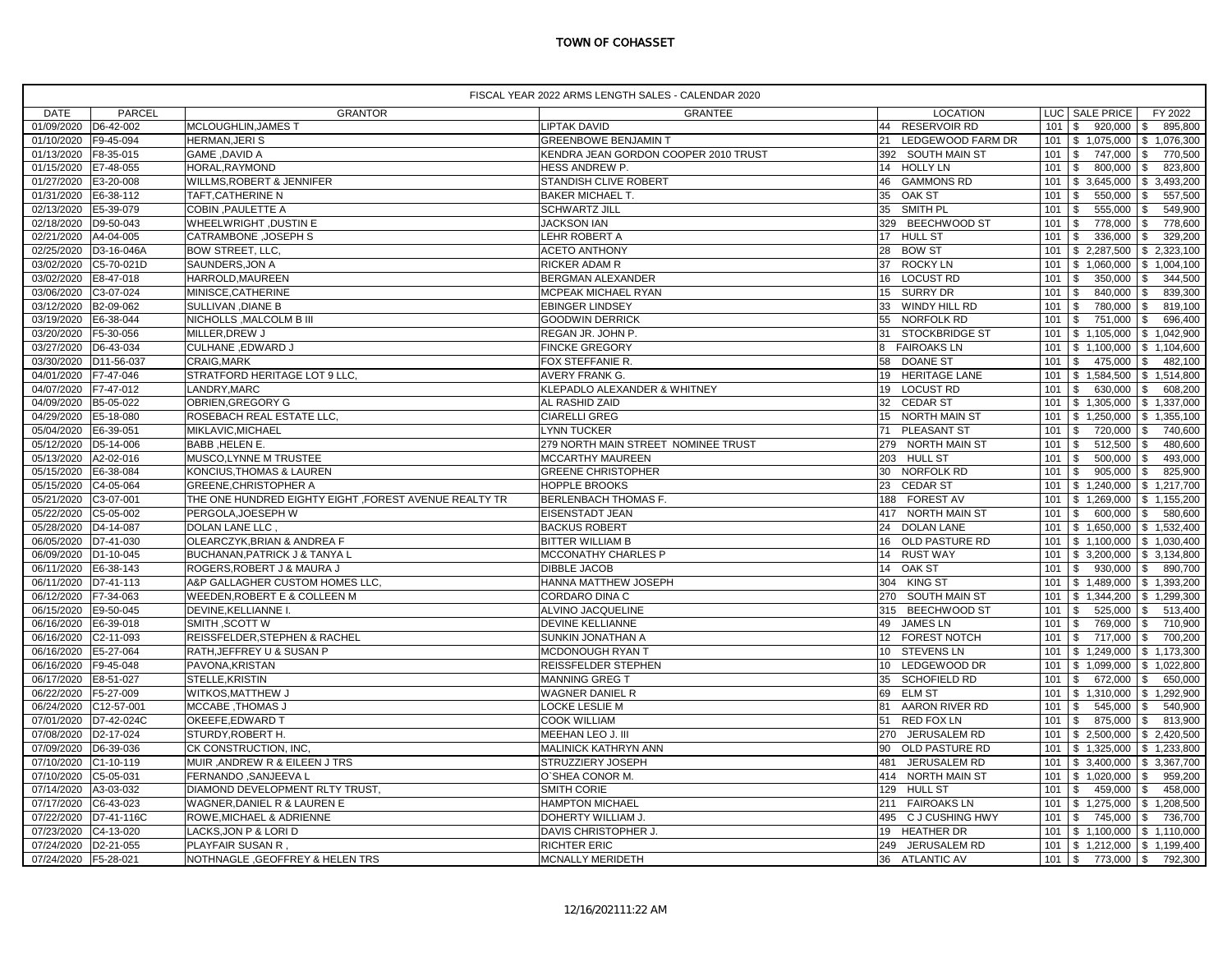# TOWN OF COHASSET

| FISCAL YEAR 2022 ARMS LENGTH SALES - CALENDAR 2020 | | | | | | | |
|---|---|---|---|---|---|---|---|
| DATE | PARCEL | GRANTOR | GRANTEE | LOCATION | LUC | SALE PRICE | FY 2022 |
| 01/09/2020 | D6-42-002 | MCLOUGHLIN,JAMES T | LIPTAK DAVID | 44 RESERVOIR RD | 101 | $ 920,000 | $ 895,800 |
| 01/10/2020 | F9-45-094 | HERMAN,JERI S | GREENBOWE BENJAMIN T | 21 LEDGEWOOD FARM DR | 101 | $ 1,075,000 | $ 1,076,300 |
| 01/13/2020 | F8-35-015 | GAME ,DAVID A | KENDRA JEAN GORDON COOPER 2010 TRUST | 392 SOUTH MAIN ST | 101 | $ 747,000 | $ 770,500 |
| 01/15/2020 | E7-48-055 | HORAL,RAYMOND | HESS ANDREW P. | 14 HOLLY LN | 101 | $ 800,000 | $ 823,800 |
| 01/27/2020 | E3-20-008 | WILLMS,ROBERT & JENNIFER | STANDISH CLIVE ROBERT | 46 GAMMONS RD | 101 | $ 3,645,000 | $ 3,493,200 |
| 01/31/2020 | E6-38-112 | TAFT,CATHERINE N | BAKER MICHAEL T. | 35 OAK ST | 101 | $ 550,000 | $ 557,500 |
| 02/13/2020 | E5-39-079 | COBIN ,PAULETTE A | SCHWARTZ JILL | 35 SMITH PL | 101 | $ 555,000 | $ 549,900 |
| 02/18/2020 | D9-50-043 | WHEELWRIGHT ,DUSTIN E | JACKSON IAN | 329 BEECHWOOD ST | 101 | $ 778,000 | $ 778,600 |
| 02/21/2020 | A4-04-005 | CATRAMBONE ,JOSEPH S | LEHR ROBERT A | 17 HULL ST | 101 | $ 336,000 | $ 329,200 |
| 02/25/2020 | D3-16-046A | BOW STREET, LLC, | ACETO ANTHONY | 28 BOW ST | 101 | $ 2,287,500 | $ 2,323,100 |
| 03/02/2020 | C5-70-021D | SAUNDERS,JON A | RICKER ADAM R | 37 ROCKY LN | 101 | $ 1,060,000 | $ 1,004,100 |
| 03/02/2020 | E8-47-018 | HARROLD,MAUREEN | BERGMAN ALEXANDER | 16 LOCUST RD | 101 | $ 350,000 | $ 344,500 |
| 03/06/2020 | C3-07-024 | MINISCE,CATHERINE | MCPEAK MICHAEL RYAN | 15 SURRY DR | 101 | $ 840,000 | $ 839,300 |
| 03/12/2020 | B2-09-062 | SULLIVAN ,DIANE B | EBINGER LINDSEY | 33 WINDY HILL RD | 101 | $ 780,000 | $ 819,100 |
| 03/19/2020 | E6-38-044 | NICHOLLS ,MALCOLM B III | GOODWIN DERRICK | 55 NORFOLK RD | 101 | $ 751,000 | $ 696,400 |
| 03/20/2020 | F5-30-056 | MILLER,DREW J | REGAN JR. JOHN P. | 31 STOCKBRIDGE ST | 101 | $ 1,105,000 | $ 1,042,900 |
| 03/27/2020 | D6-43-034 | CULHANE ,EDWARD J | FINCKE GREGORY | 8 FAIROAKS LN | 101 | $ 1,100,000 | $ 1,104,600 |
| 03/30/2020 | D11-56-037 | CRAIG,MARK | FOX STEFFANIE R. | 58 DOANE ST | 101 | $ 475,000 | $ 482,100 |
| 04/01/2020 | F7-47-046 | STRATFORD HERITAGE LOT 9 LLC, | AVERY FRANK G. | 19 HERITAGE LANE | 101 | $ 1,584,500 | $ 1,514,800 |
| 04/07/2020 | F7-47-012 | LANDRY,MARC | KLEPADLO ALEXANDER & WHITNEY | 19 LOCUST RD | 101 | $ 630,000 | $ 608,200 |
| 04/09/2020 | B5-05-022 | OBRIEN,GREGORY G | AL RASHID ZAID | 32 CEDAR ST | 101 | $ 1,305,000 | $ 1,337,000 |
| 04/29/2020 | E5-18-080 | ROSEBACH REAL ESTATE LLC, | CIARELLI GREG | 15 NORTH MAIN ST | 101 | $ 1,250,000 | $ 1,355,100 |
| 05/04/2020 | E6-39-051 | MIKLAVIC,MICHAEL | LYNN TUCKER | 71 PLEASANT ST | 101 | $ 720,000 | $ 740,600 |
| 05/12/2020 | D5-14-006 | BABB ,HELEN E. | 279 NORTH MAIN STREET NOMINEE TRUST | 279 NORTH MAIN ST | 101 | $ 512,500 | $ 480,600 |
| 05/13/2020 | A2-02-016 | MUSCO,LYNNE M TRUSTEE | MCCARTHY MAUREEN | 203 HULL ST | 101 | $ 500,000 | $ 493,000 |
| 05/15/2020 | E6-38-084 | KONCIUS,THOMAS & LAUREN | GREENE CHRISTOPHER | 30 NORFOLK RD | 101 | $ 905,000 | $ 825,900 |
| 05/15/2020 | C4-05-064 | GREENE,CHRISTOPHER A | HOPPLE BROOKS | 23 CEDAR ST | 101 | $ 1,240,000 | $ 1,217,700 |
| 05/21/2020 | C3-07-001 | THE ONE HUNDRED EIGHTY EIGHT ,FOREST AVENUE REALTY TR | BERLENBACH THOMAS F. | 188 FOREST AV | 101 | $ 1,269,000 | $ 1,155,200 |
| 05/22/2020 | C5-05-002 | PERGOLA,JOESEPH W | EISENSTADT JEAN | 417 NORTH MAIN ST | 101 | $ 600,000 | $ 580,600 |
| 05/28/2020 | D4-14-087 | DOLAN LANE LLC , | BACKUS ROBERT | 24 DOLAN LANE | 101 | $ 1,650,000 | $ 1,532,400 |
| 06/05/2020 | D7-41-030 | OLEARCZYK,BRIAN & ANDREA F | BITTER WILLIAM B | 16 OLD PASTURE RD | 101 | $ 1,100,000 | $ 1,030,400 |
| 06/09/2020 | D1-10-045 | BUCHANAN,PATRICK J & TANYA L | MCCONATHY CHARLES P | 14 RUST WAY | 101 | $ 3,200,000 | $ 3,134,800 |
| 06/11/2020 | E6-38-143 | ROGERS,ROBERT J & MAURA J | DIBBLE JACOB | 14 OAK ST | 101 | $ 930,000 | $ 890,700 |
| 06/11/2020 | D7-41-113 | A&P GALLAGHER CUSTOM HOMES LLC, | HANNA MATTHEW JOSEPH | 304 KING ST | 101 | $ 1,489,000 | $ 1,393,200 |
| 06/12/2020 | F7-34-063 | WEEDEN,ROBERT E & COLLEEN M | CORDARO DINA C | 270 SOUTH MAIN ST | 101 | $ 1,344,200 | $ 1,299,300 |
| 06/15/2020 | E9-50-045 | DEVINE,KELLIANNE I. | ALVINO JACQUELINE | 315 BEECHWOOD ST | 101 | $ 525,000 | $ 513,400 |
| 06/16/2020 | E6-39-018 | SMITH ,SCOTT W | DEVINE KELLIANNE | 49 JAMES LN | 101 | $ 769,000 | $ 710,900 |
| 06/16/2020 | C2-11-093 | REISSFELDER,STEPHEN & RACHEL | SUNKIN JONATHAN A | 12 FOREST NOTCH | 101 | $ 717,000 | $ 700,200 |
| 06/16/2020 | E5-27-064 | RATH,JEFFREY U & SUSAN P | MCDONOUGH RYAN T | 10 STEVENS LN | 101 | $ 1,249,000 | $ 1,173,300 |
| 06/16/2020 | F9-45-048 | PAVONA,KRISTAN | REISSFELDER STEPHEN | 10 LEDGEWOOD DR | 101 | $ 1,099,000 | $ 1,022,800 |
| 06/17/2020 | E8-51-027 | STELLE,KRISTIN | MANNING GREG T | 35 SCHOFIELD RD | 101 | $ 672,000 | $ 650,000 |
| 06/22/2020 | F5-27-009 | WITKOS,MATTHEW J | WAGNER DANIEL R | 69 ELM ST | 101 | $ 1,310,000 | $ 1,292,900 |
| 06/24/2020 | C12-57-001 | MCCABE ,THOMAS J | LOCKE LESLIE M | 81 AARON RIVER RD | 101 | $ 545,000 | $ 540,900 |
| 07/01/2020 | D7-42-024C | OKEEFE,EDWARD T | COOK WILLIAM | 51 RED FOX LN | 101 | $ 875,000 | $ 813,900 |
| 07/08/2020 | D2-17-024 | STURDY,ROBERT H. | MEEHAN LEO J. III | 270 JERUSALEM RD | 101 | $ 2,500,000 | $ 2,420,500 |
| 07/09/2020 | D6-39-036 | CK CONSTRUCTION, INC, | MALINICK KATHRYN ANN | 90 OLD PASTURE RD | 101 | $ 1,325,000 | $ 1,233,800 |
| 07/10/2020 | C1-10-119 | MUIR ,ANDREW R & EILEEN J TRS | STRUZZIERY JOSEPH | 481 JERUSALEM RD | 101 | $ 3,400,000 | $ 3,367,700 |
| 07/10/2020 | C5-05-031 | FERNANDO ,SANJEEVA L | O`SHEA CONOR M. | 414 NORTH MAIN ST | 101 | $ 1,020,000 | $ 959,200 |
| 07/14/2020 | A3-03-032 | DIAMOND DEVELOPMENT RLTY TRUST, | SMITH CORIE | 129 HULL ST | 101 | $ 459,000 | $ 458,000 |
| 07/17/2020 | C6-43-023 | WAGNER,DANIEL R & LAUREN E | HAMPTON MICHAEL | 211 FAIROAKS LN | 101 | $ 1,275,000 | $ 1,208,500 |
| 07/22/2020 | D7-41-116C | ROWE,MICHAEL & ADRIENNE | DOHERTY WILLIAM J. | 495 C J CUSHING HWY | 101 | $ 745,000 | $ 736,700 |
| 07/23/2020 | C4-13-020 | LACKS,JON P & LORI D | DAVIS CHRISTOPHER J. | 19 HEATHER DR | 101 | $ 1,100,000 | $ 1,110,000 |
| 07/24/2020 | D2-21-055 | PLAYFAIR SUSAN R , | RICHTER ERIC | 249 JERUSALEM RD | 101 | $ 1,212,000 | $ 1,199,400 |
| 07/24/2020 | F5-28-021 | NOTHNAGLE ,GEOFFREY & HELEN TRS | MCNALLY MERIDETH | 36 ATLANTIC AV | 101 | $ 773,000 | $ 792,300 |

12/16/202111:22 AM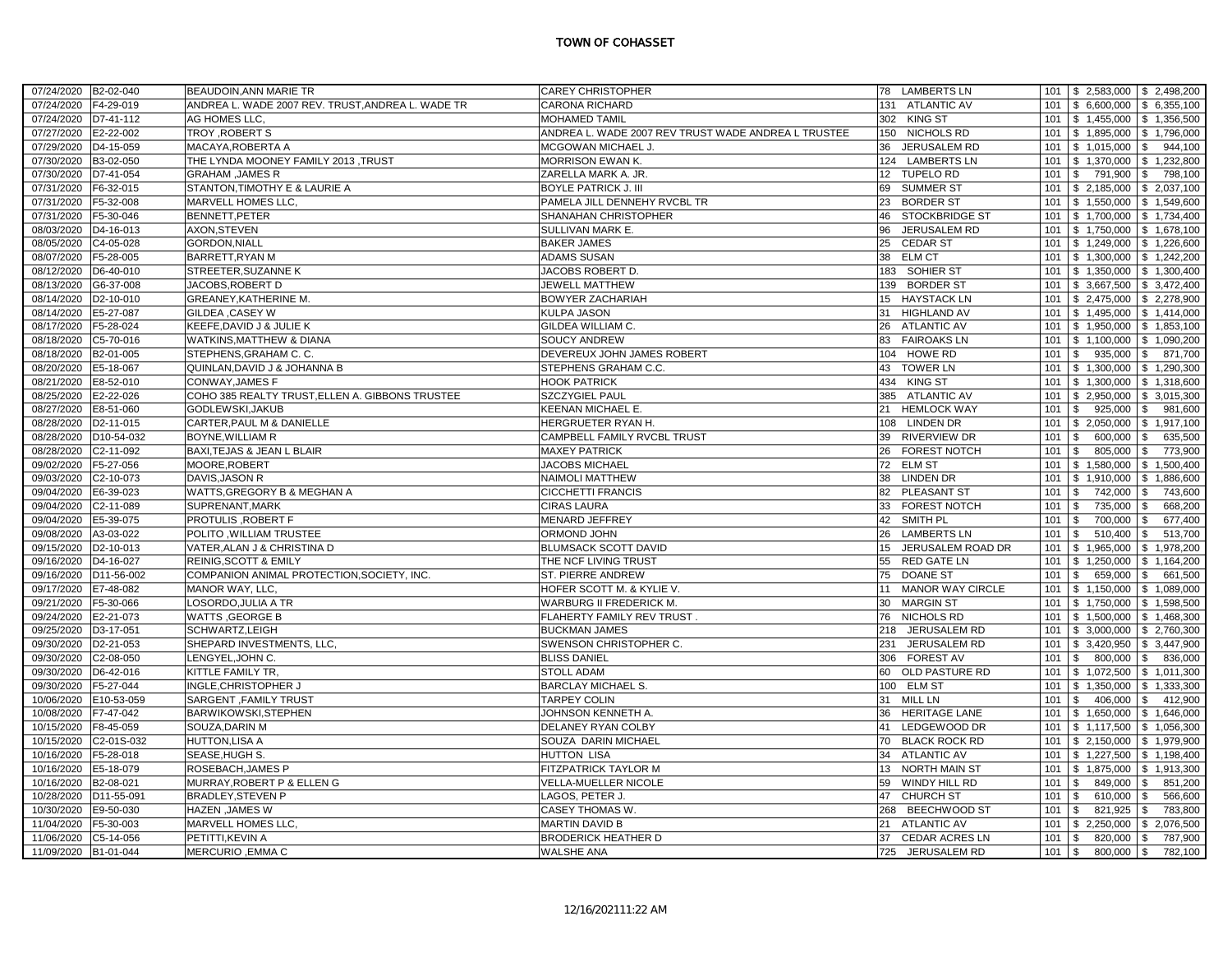# TOWN OF COHASSET

| | | | | | | | |
|---|---|---|---|---|---|---|---|
| 07/24/2020 | B2-02-040 | BEAUDOIN,ANN MARIE TR | CAREY CHRISTOPHER | 78 LAMBERTS LN | 101 | $ 2,583,000 | $ 2,498,200 |
| 07/24/2020 | F4-29-019 | ANDREA L. WADE 2007 REV. TRUST,ANDREA L. WADE TR | CARONA RICHARD | 131 ATLANTIC AV | 101 | $ 6,600,000 | $ 6,355,100 |
| 07/24/2020 | D7-41-112 | AG HOMES LLC, | MOHAMED TAMIL | 302 KING ST | 101 | $ 1,455,000 | $ 1,356,500 |
| 07/27/2020 | E2-22-002 | TROY ,ROBERT S | ANDREA L. WADE 2007 REV TRUST WADE ANDREA L TRUSTEE | 150 NICHOLS RD | 101 | $ 1,895,000 | $ 1,796,000 |
| 07/29/2020 | D4-15-059 | MACAYA,ROBERTA A | MCGOWAN MICHAEL J. | 36 JERUSALEM RD | 101 | $ 1,015,000 | $ 944,100 |
| 07/30/2020 | B3-02-050 | THE LYNDA MOONEY FAMILY 2013 ,TRUST | MORRISON EWAN K. | 124 LAMBERTS LN | 101 | $ 1,370,000 | $ 1,232,800 |
| 07/30/2020 | D7-41-054 | GRAHAM ,JAMES R | ZARELLA MARK A. JR. | 12 TUPELO RD | 101 | $ 791,900 | $ 798,100 |
| 07/31/2020 | F6-32-015 | STANTON,TIMOTHY E & LAURIE A | BOYLE PATRICK J. III | 69 SUMMER ST | 101 | $ 2,185,000 | $ 2,037,100 |
| 07/31/2020 | F5-32-008 | MARVELL HOMES LLC, | PAMELA JILL DENNEHY RVCBL TR | 23 BORDER ST | 101 | $ 1,550,000 | $ 1,549,600 |
| 07/31/2020 | F5-30-046 | BENNETT,PETER | SHANAHAN CHRISTOPHER | 46 STOCKBRIDGE ST | 101 | $ 1,700,000 | $ 1,734,400 |
| 08/03/2020 | D4-16-013 | AXON,STEVEN | SULLIVAN MARK E. | 96 JERUSALEM RD | 101 | $ 1,750,000 | $ 1,678,100 |
| 08/05/2020 | C4-05-028 | GORDON,NIALL | BAKER JAMES | 25 CEDAR ST | 101 | $ 1,249,000 | $ 1,226,600 |
| 08/07/2020 | F5-28-005 | BARRETT,RYAN M | ADAMS SUSAN | 38 ELM CT | 101 | $ 1,300,000 | $ 1,242,200 |
| 08/12/2020 | D6-40-010 | STREETER,SUZANNE K | JACOBS ROBERT D. | 183 SOHIER ST | 101 | $ 1,350,000 | $ 1,300,400 |
| 08/13/2020 | G6-37-008 | JACOBS,ROBERT D | JEWELL MATTHEW | 139 BORDER ST | 101 | $ 3,667,500 | $ 3,472,400 |
| 08/14/2020 | D2-10-010 | GREANEY,KATHERINE M. | BOWYER ZACHARIAH | 15 HAYSTACK LN | 101 | $ 2,475,000 | $ 2,278,900 |
| 08/14/2020 | E5-27-087 | GILDEA ,CASEY W | KULPA JASON | 31 HIGHLAND AV | 101 | $ 1,495,000 | $ 1,414,000 |
| 08/17/2020 | F5-28-024 | KEEFE,DAVID J & JULIE K | GILDEA WILLIAM C. | 26 ATLANTIC AV | 101 | $ 1,950,000 | $ 1,853,100 |
| 08/18/2020 | C5-70-016 | WATKINS,MATTHEW & DIANA | SOUCY ANDREW | 83 FAIROAKS LN | 101 | $ 1,100,000 | $ 1,090,200 |
| 08/18/2020 | B2-01-005 | STEPHENS,GRAHAM C. C. | DEVEREUX JOHN JAMES ROBERT | 104 HOWE RD | 101 | $ 935,000 | $ 871,700 |
| 08/20/2020 | E5-18-067 | QUINLAN,DAVID J & JOHANNA B | STEPHENS GRAHAM C.C. | 43 TOWER LN | 101 | $ 1,300,000 | $ 1,290,300 |
| 08/21/2020 | E8-52-010 | CONWAY,JAMES F | HOOK PATRICK | 434 KING ST | 101 | $ 1,300,000 | $ 1,318,600 |
| 08/25/2020 | E2-22-026 | COHO 385 REALTY TRUST,ELLEN A. GIBBONS TRUSTEE | SZCZYGIEL PAUL | 385 ATLANTIC AV | 101 | $ 2,950,000 | $ 3,015,300 |
| 08/27/2020 | E8-51-060 | GODLEWSKI,JAKUB | KEENAN MICHAEL E. | 21 HEMLOCK WAY | 101 | $ 925,000 | $ 981,600 |
| 08/28/2020 | D2-11-015 | CARTER,PAUL M & DANIELLE | HERGRUETER RYAN H. | 108 LINDEN DR | 101 | $ 2,050,000 | $ 1,917,100 |
| 08/28/2020 | D10-54-032 | BOYNE,WILLIAM R | CAMPBELL FAMILY RVCBL TRUST | 39 RIVERVIEW DR | 101 | $ 600,000 | $ 635,500 |
| 08/28/2020 | C2-11-092 | BAXI,TEJAS & JEAN L BLAIR | MAXEY PATRICK | 26 FOREST NOTCH | 101 | $ 805,000 | $ 773,900 |
| 09/02/2020 | F5-27-056 | MOORE,ROBERT | JACOBS MICHAEL | 72 ELM ST | 101 | $ 1,580,000 | $ 1,500,400 |
| 09/03/2020 | C2-10-073 | DAVIS,JASON R | NAIMOLI MATTHEW | 38 LINDEN DR | 101 | $ 1,910,000 | $ 1,886,600 |
| 09/04/2020 | E6-39-023 | WATTS,GREGORY B & MEGHAN A | CICCHETTI FRANCIS | 82 PLEASANT ST | 101 | $ 742,000 | $ 743,600 |
| 09/04/2020 | C2-11-089 | SUPRENANT,MARK | CIRAS LAURA | 33 FOREST NOTCH | 101 | $ 735,000 | $ 668,200 |
| 09/04/2020 | E5-39-075 | PROTULIS ,ROBERT F | MENARD JEFFREY | 42 SMITH PL | 101 | $ 700,000 | $ 677,400 |
| 09/08/2020 | A3-03-022 | POLITO ,WILLIAM TRUSTEE | ORMOND JOHN | 26 LAMBERTS LN | 101 | $ 510,400 | $ 513,700 |
| 09/15/2020 | D2-10-013 | VATER,ALAN J & CHRISTINA D | BLUMSACK SCOTT DAVID | 15 JERUSALEM ROAD DR | 101 | $ 1,965,000 | $ 1,978,200 |
| 09/16/2020 | D4-16-027 | REINIG,SCOTT & EMILY | THE NCF LIVING TRUST | 55 RED GATE LN | 101 | $ 1,250,000 | $ 1,164,200 |
| 09/16/2020 | D11-56-002 | COMPANION ANIMAL PROTECTION,SOCIETY, INC. | ST. PIERRE ANDREW | 75 DOANE ST | 101 | $ 659,000 | $ 661,500 |
| 09/17/2020 | E7-48-082 | MANOR WAY, LLC, | HOFER SCOTT M. & KYLIE V. | 11 MANOR WAY CIRCLE | 101 | $ 1,150,000 | $ 1,089,000 |
| 09/21/2020 | F5-30-066 | LOSORDO,JULIA A TR | WARBURG II FREDERICK M. | 30 MARGIN ST | 101 | $ 1,750,000 | $ 1,598,500 |
| 09/24/2020 | E2-21-073 | WATTS ,GEORGE B | FLAHERTY FAMILY REV TRUST . | 76 NICHOLS RD | 101 | $ 1,500,000 | $ 1,468,300 |
| 09/25/2020 | D3-17-051 | SCHWARTZ,LEIGH | BUCKMAN JAMES | 218 JERUSALEM RD | 101 | $ 3,000,000 | $ 2,760,300 |
| 09/30/2020 | D2-21-053 | SHEPARD INVESTMENTS, LLC, | SWENSON CHRISTOPHER C. | 231 JERUSALEM RD | 101 | $ 3,420,950 | $ 3,447,900 |
| 09/30/2020 | C2-08-050 | LENGYEL,JOHN C. | BLISS DANIEL | 306 FOREST AV | 101 | $ 800,000 | $ 836,000 |
| 09/30/2020 | D6-42-016 | KITTLE FAMILY TR, | STOLL ADAM | 60 OLD PASTURE RD | 101 | $ 1,072,500 | $ 1,011,300 |
| 09/30/2020 | F5-27-044 | INGLE,CHRISTOPHER J | BARCLAY MICHAEL S. | 100 ELM ST | 101 | $ 1,350,000 | $ 1,333,300 |
| 10/06/2020 | E10-53-059 | SARGENT ,FAMILY TRUST | TARPEY COLIN | 31 MILL LN | 101 | $ 406,000 | $ 412,900 |
| 10/08/2020 | F7-47-042 | BARWIKOWSKI,STEPHEN | JOHNSON KENNETH A. | 36 HERITAGE LANE | 101 | $ 1,650,000 | $ 1,646,000 |
| 10/15/2020 | F8-45-059 | SOUZA,DARIN M | DELANEY RYAN COLBY | 41 LEDGEWOOD DR | 101 | $ 1,117,500 | $ 1,056,300 |
| 10/15/2020 | C2-01S-032 | HUTTON,LISA A | SOUZA DARIN MICHAEL | 70 BLACK ROCK RD | 101 | $ 2,150,000 | $ 1,979,900 |
| 10/16/2020 | F5-28-018 | SEASE,HUGH S. | HUTTON LISA | 34 ATLANTIC AV | 101 | $ 1,227,500 | $ 1,198,400 |
| 10/16/2020 | E5-18-079 | ROSEBACH,JAMES P | FITZPATRICK TAYLOR M | 13 NORTH MAIN ST | 101 | $ 1,875,000 | $ 1,913,300 |
| 10/16/2020 | B2-08-021 | MURRAY,ROBERT P & ELLEN G | VELLA-MUELLER NICOLE | 59 WINDY HILL RD | 101 | $ 849,000 | $ 851,200 |
| 10/28/2020 | D11-55-091 | BRADLEY,STEVEN P | LAGOS, PETER J. | 47 CHURCH ST | 101 | $ 610,000 | $ 566,600 |
| 10/30/2020 | E9-50-030 | HAZEN ,JAMES W | CASEY THOMAS W. | 268 BEECHWOOD ST | 101 | $ 821,925 | $ 783,800 |
| 11/04/2020 | F5-30-003 | MARVELL HOMES LLC, | MARTIN DAVID B | 21 ATLANTIC AV | 101 | $ 2,250,000 | $ 2,076,500 |
| 11/06/2020 | C5-14-056 | PETITTI,KEVIN A | BRODERICK HEATHER D | 37 CEDAR ACRES LN | 101 | $ 820,000 | $ 787,900 |
| 11/09/2020 | B1-01-044 | MERCURIO ,EMMA C | WALSHE ANA | 725 JERUSALEM RD | 101 | $ 800,000 | $ 782,100 |

12/16/2021 11:22 AM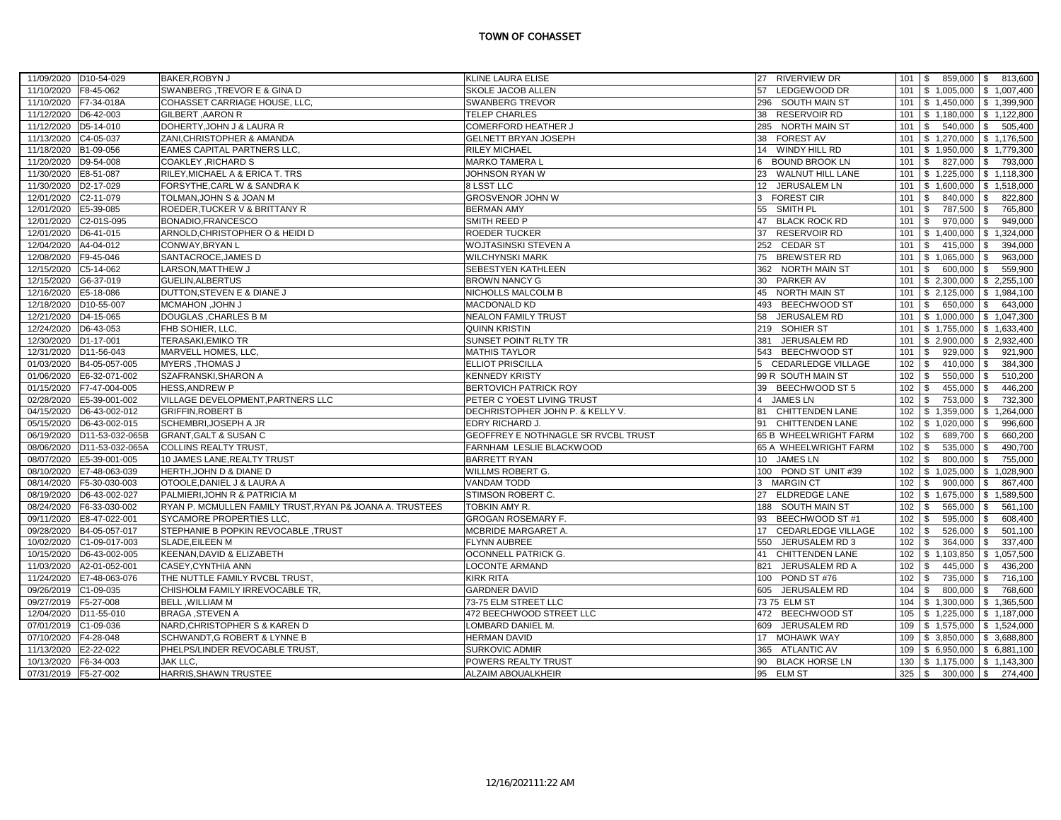# TOWN OF COHASSET

| | | | | | | | |
|---|---|---|---|---|---|---|---|
| 11/09/2020 | D10-54-029 | BAKER,ROBYN J | KLINE LAURA ELISE | 27 RIVERVIEW DR | 101 | $ 859,000 | $ 813,600 |
| 11/10/2020 | F8-45-062 | SWANBERG ,TREVOR E & GINA D | SKOLE JACOB ALLEN | 57 LEDGEWOOD DR | 101 | $ 1,005,000 | $ 1,007,400 |
| 11/10/2020 | F7-34-018A | COHASSET CARRIAGE HOUSE, LLC, | SWANBERG TREVOR | 296 SOUTH MAIN ST | 101 | $ 1,450,000 | $ 1,399,900 |
| 11/12/2020 | D6-42-003 | GILBERT ,AARON R | TELEP CHARLES | 38 RESERVOIR RD | 101 | $ 1,180,000 | $ 1,122,800 |
| 11/12/2020 | D5-14-010 | DOHERTY,JOHN J & LAURA R | COMERFORD HEATHER J | 285 NORTH MAIN ST | 101 | $ 540,000 | $ 505,400 |
| 11/13/2020 | C4-05-037 | ZANI,CHRISTOPHER & AMANDA | GELNETT BRYAN JOSEPH | 38 FOREST AV | 101 | $ 1,270,000 | $ 1,176,500 |
| 11/18/2020 | B1-09-056 | EAMES CAPITAL PARTNERS LLC, | RILEY MICHAEL | 14 WINDY HILL RD | 101 | $ 1,950,000 | $ 1,779,300 |
| 11/20/2020 | D9-54-008 | COAKLEY ,RICHARD S | MARKO TAMERA L | 6 BOUND BROOK LN | 101 | $ 827,000 | $ 793,000 |
| 11/30/2020 | E8-51-087 | RILEY,MICHAEL A & ERICA T. TRS | JOHNSON RYAN W | 23 WALNUT HILL LANE | 101 | $ 1,225,000 | $ 1,118,300 |
| 11/30/2020 | D2-17-029 | FORSYTHE,CARL W & SANDRA K | 8 LSST LLC | 12 JERUSALEM LN | 101 | $ 1,600,000 | $ 1,518,000 |
| 12/01/2020 | C2-11-079 | TOLMAN,JOHN S & JOAN M | GROSVENOR JOHN W | 3 FOREST CIR | 101 | $ 840,000 | $ 822,800 |
| 12/01/2020 | E5-39-085 | ROEDER,TUCKER V & BRITTANY R | BERMAN AMY | 55 SMITH PL | 101 | $ 787,500 | $ 765,800 |
| 12/01/2020 | C2-01S-095 | BONADIO,FRANCESCO | SMITH REED P | 47 BLACK ROCK RD | 101 | $ 970,000 | $ 949,000 |
| 12/01/2020 | D6-41-015 | ARNOLD,CHRISTOPHER O & HEIDI D | ROEDER TUCKER | 37 RESERVOIR RD | 101 | $ 1,400,000 | $ 1,324,000 |
| 12/04/2020 | A4-04-012 | CONWAY,BRYAN L | WOJTASINSKI STEVEN A | 252 CEDAR ST | 101 | $ 415,000 | $ 394,000 |
| 12/08/2020 | F9-45-046 | SANTACROCE,JAMES D | WILCHYNSKI MARK | 75 BREWSTER RD | 101 | $ 1,065,000 | $ 963,000 |
| 12/15/2020 | C5-14-062 | LARSON,MATTHEW J | SEBESTYEN KATHLEEN | 362 NORTH MAIN ST | 101 | $ 600,000 | $ 559,900 |
| 12/15/2020 | G6-37-019 | GUELIN,ALBERTUS | BROWN NANCY G | 30 PARKER AV | 101 | $ 2,300,000 | $ 2,255,100 |
| 12/16/2020 | E5-18-086 | DUTTON,STEVEN E & DIANE J | NICHOLLS MALCOLM B | 45 NORTH MAIN ST | 101 | $ 2,125,000 | $ 1,984,100 |
| 12/18/2020 | D10-55-007 | MCMAHON ,JOHN J | MACDONALD KD | 493 BEECHWOOD ST | 101 | $ 650,000 | $ 643,000 |
| 12/21/2020 | D4-15-065 | DOUGLAS ,CHARLES B M | NEALON FAMILY TRUST | 58 JERUSALEM RD | 101 | $ 1,000,000 | $ 1,047,300 |
| 12/24/2020 | D6-43-053 | FHB SOHIER, LLC, | QUINN KRISTIN | 219 SOHIER ST | 101 | $ 1,755,000 | $ 1,633,400 |
| 12/30/2020 | D1-17-001 | TERASAKI,EMIKO TR | SUNSET POINT RLTY TR | 381 JERUSALEM RD | 101 | $ 2,900,000 | $ 2,932,400 |
| 12/31/2020 | D11-56-043 | MARVELL HOMES, LLC, | MATHIS TAYLOR | 543 BEECHWOOD ST | 101 | $ 929,000 | $ 921,900 |
| 01/03/2020 | B4-05-057-005 | MYERS ,THOMAS J | ELLIOT PRISCILLA | 5 CEDARLEDGE VILLAGE | 102 | $ 410,000 | $ 384,300 |
| 01/06/2020 | E6-32-071-002 | SZAFRANSKI,SHARON A | KENNEDY KRISTY | 99 R SOUTH MAIN ST | 102 | $ 550,000 | $ 510,200 |
| 01/15/2020 | F7-47-004-005 | HESS,ANDREW P | BERTOVICH PATRICK ROY | 39 BEECHWOOD ST 5 | 102 | $ 455,000 | $ 446,200 |
| 02/28/2020 | E5-39-001-002 | VILLAGE DEVELOPMENT,PARTNERS LLC | PETER C YOEST LIVING TRUST | 4 JAMES LN | 102 | $ 753,000 | $ 732,300 |
| 04/15/2020 | D6-43-002-012 | GRIFFIN,ROBERT B | DECHRISTOPHER JOHN P. & KELLY V. | 81 CHITTENDEN LANE | 102 | $ 1,359,000 | $ 1,264,000 |
| 05/15/2020 | D6-43-002-015 | SCHEMBRI,JOSEPH A JR | EDRY RICHARD J. | 91 CHITTENDEN LANE | 102 | $ 1,020,000 | $ 996,600 |
| 06/19/2020 | D11-53-032-065B | GRANT,GALT & SUSAN C | GEOFFREY E NOTHNAGLE SR RVCBL TRUST | 65 B WHEELWRIGHT FARM | 102 | $ 689,700 | $ 660,200 |
| 08/06/2020 | D11-53-032-065A | COLLINS REALTY TRUST, | FARNHAM LESLIE BLACKWOOD | 65 A WHEELWRIGHT FARM | 102 | $ 535,000 | $ 490,700 |
| 08/07/2020 | E5-39-001-005 | 10 JAMES LANE,REALTY TRUST | BARRETT RYAN | 10 JAMES LN | 102 | $ 800,000 | $ 755,000 |
| 08/10/2020 | E7-48-063-039 | HERTH,JOHN D & DIANE D | WILLMS ROBERT G. | 100 POND ST UNIT #39 | 102 | $ 1,025,000 | $ 1,028,900 |
| 08/14/2020 | F5-30-030-003 | OTOOLE,DANIEL J & LAURA A | VANDAM TODD | 3 MARGIN CT | 102 | $ 900,000 | $ 867,400 |
| 08/19/2020 | D6-43-002-027 | PALMIERI,JOHN R & PATRICIA M | STIMSON ROBERT C. | 27 ELDREDGE LANE | 102 | $ 1,675,000 | $ 1,589,500 |
| 08/24/2020 | F6-33-030-002 | RYAN P. MCMULLEN FAMILY TRUST,RYAN P& JOANA A. TRUSTEES | TOBKIN AMY R. | 188 SOUTH MAIN ST | 102 | $ 565,000 | $ 561,100 |
| 09/11/2020 | E8-47-022-001 | SYCAMORE PROPERTIES LLC, | GROGAN ROSEMARY F. | 93 BEECHWOOD ST #1 | 102 | $ 595,000 | $ 608,400 |
| 09/28/2020 | B4-05-057-017 | STEPHANIE B POPKIN REVOCABLE ,TRUST | MCBRIDE MARGARET A. | 17 CEDARLEDGE VILLAGE | 102 | $ 526,000 | $ 501,100 |
| 10/02/2020 | C1-09-017-003 | SLADE,EILEEN M | FLYNN AUBREE | 550 JERUSALEM RD 3 | 102 | $ 364,000 | $ 337,400 |
| 10/15/2020 | D6-43-002-005 | KEENAN,DAVID & ELIZABETH | OCONNELL PATRICK G. | 41 CHITTENDEN LANE | 102 | $ 1,103,850 | $ 1,057,500 |
| 11/03/2020 | A2-01-052-001 | CASEY,CYNTHIA ANN | LOCONTE ARMAND | 821 JERUSALEM RD A | 102 | $ 445,000 | $ 436,200 |
| 11/24/2020 | E7-48-063-076 | THE NUTTLE FAMILY RVCBL TRUST, | KIRK RITA | 100 POND ST #76 | 102 | $ 735,000 | $ 716,100 |
| 09/26/2019 | C1-09-035 | CHISHOLM FAMILY IRREVOCABLE TR, | GARDNER DAVID | 605 JERUSALEM RD | 104 | $ 800,000 | $ 768,600 |
| 09/27/2019 | F5-27-008 | BELL ,WILLIAM M | 73-75 ELM STREET LLC | 73 75 ELM ST | 104 | $ 1,300,000 | $ 1,365,500 |
| 12/04/2020 | D11-55-010 | BRAGA ,STEVEN A | 472 BEECHWOOD STREET LLC | 472 BEECHWOOD ST | 105 | $ 1,225,000 | $ 1,187,000 |
| 07/01/2019 | C1-09-036 | NARD,CHRISTOPHER S & KAREN D | LOMBARD DANIEL M. | 609 JERUSALEM RD | 109 | $ 1,575,000 | $ 1,524,000 |
| 07/10/2020 | F4-28-048 | SCHWANDT,G ROBERT & LYNNE B | HERMAN DAVID | 17 MOHAWK WAY | 109 | $ 3,850,000 | $ 3,688,800 |
| 11/13/2020 | E2-22-022 | PHELPS/LINDER REVOCABLE TRUST, | SURKOVIC ADMIR | 365 ATLANTIC AV | 109 | $ 6,950,000 | $ 6,881,100 |
| 10/13/2020 | F6-34-003 | JAK LLC, | POWERS REALTY TRUST | 90 BLACK HORSE LN | 130 | $ 1,175,000 | $ 1,143,300 |
| 07/31/2019 | F5-27-002 | HARRIS,SHAWN TRUSTEE | ALZAIM ABOUALKHEIR | 95 ELM ST | 325 | $ 300,000 | $ 274,400 |